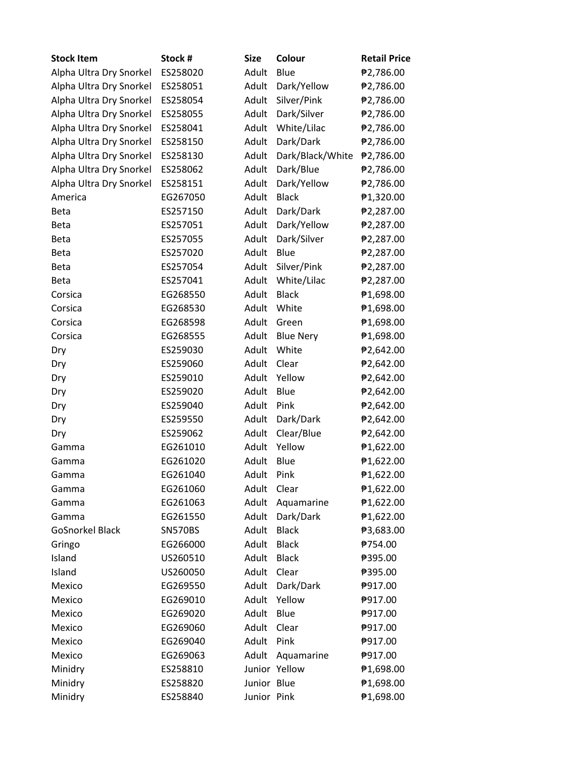| Stock Item | Stock # | Size | Colour | Retail Price |
|---|---|---|---|---|
| Alpha Ultra Dry Snorkel | ES258020 | Adult | Blue | ₱2,786.00 |
| Alpha Ultra Dry Snorkel | ES258051 | Adult | Dark/Yellow | ₱2,786.00 |
| Alpha Ultra Dry Snorkel | ES258054 | Adult | Silver/Pink | ₱2,786.00 |
| Alpha Ultra Dry Snorkel | ES258055 | Adult | Dark/Silver | ₱2,786.00 |
| Alpha Ultra Dry Snorkel | ES258041 | Adult | White/Lilac | ₱2,786.00 |
| Alpha Ultra Dry Snorkel | ES258150 | Adult | Dark/Dark | ₱2,786.00 |
| Alpha Ultra Dry Snorkel | ES258130 | Adult | Dark/Black/White | ₱2,786.00 |
| Alpha Ultra Dry Snorkel | ES258062 | Adult | Dark/Blue | ₱2,786.00 |
| Alpha Ultra Dry Snorkel | ES258151 | Adult | Dark/Yellow | ₱2,786.00 |
| America | EG267050 | Adult | Black | ₱1,320.00 |
| Beta | ES257150 | Adult | Dark/Dark | ₱2,287.00 |
| Beta | ES257051 | Adult | Dark/Yellow | ₱2,287.00 |
| Beta | ES257055 | Adult | Dark/Silver | ₱2,287.00 |
| Beta | ES257020 | Adult | Blue | ₱2,287.00 |
| Beta | ES257054 | Adult | Silver/Pink | ₱2,287.00 |
| Beta | ES257041 | Adult | White/Lilac | ₱2,287.00 |
| Corsica | EG268550 | Adult | Black | ₱1,698.00 |
| Corsica | EG268530 | Adult | White | ₱1,698.00 |
| Corsica | EG268598 | Adult | Green | ₱1,698.00 |
| Corsica | EG268555 | Adult | Blue Nery | ₱1,698.00 |
| Dry | ES259030 | Adult | White | ₱2,642.00 |
| Dry | ES259060 | Adult | Clear | ₱2,642.00 |
| Dry | ES259010 | Adult | Yellow | ₱2,642.00 |
| Dry | ES259020 | Adult | Blue | ₱2,642.00 |
| Dry | ES259040 | Adult | Pink | ₱2,642.00 |
| Dry | ES259550 | Adult | Dark/Dark | ₱2,642.00 |
| Dry | ES259062 | Adult | Clear/Blue | ₱2,642.00 |
| Gamma | EG261010 | Adult | Yellow | ₱1,622.00 |
| Gamma | EG261020 | Adult | Blue | ₱1,622.00 |
| Gamma | EG261040 | Adult | Pink | ₱1,622.00 |
| Gamma | EG261060 | Adult | Clear | ₱1,622.00 |
| Gamma | EG261063 | Adult | Aquamarine | ₱1,622.00 |
| Gamma | EG261550 | Adult | Dark/Dark | ₱1,622.00 |
| GoSnorkel Black | SN570BS | Adult | Black | ₱3,683.00 |
| Gringo | EG266000 | Adult | Black | ₱754.00 |
| Island | US260510 | Adult | Black | ₱395.00 |
| Island | US260050 | Adult | Clear | ₱395.00 |
| Mexico | EG269550 | Adult | Dark/Dark | ₱917.00 |
| Mexico | EG269010 | Adult | Yellow | ₱917.00 |
| Mexico | EG269020 | Adult | Blue | ₱917.00 |
| Mexico | EG269060 | Adult | Clear | ₱917.00 |
| Mexico | EG269040 | Adult | Pink | ₱917.00 |
| Mexico | EG269063 | Adult | Aquamarine | ₱917.00 |
| Minidry | ES258810 | Junior | Yellow | ₱1,698.00 |
| Minidry | ES258820 | Junior | Blue | ₱1,698.00 |
| Minidry | ES258840 | Junior | Pink | ₱1,698.00 |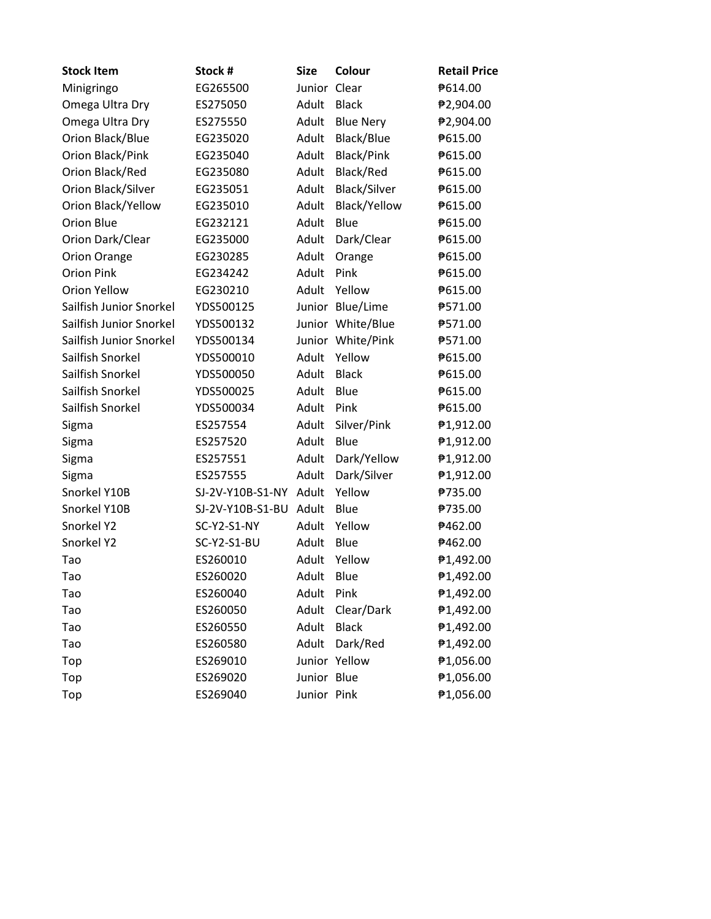| Stock Item | Stock # | Size | Colour | Retail Price |
| --- | --- | --- | --- | --- |
| Minigringo | EG265500 | Junior | Clear | ₱614.00 |
| Omega Ultra Dry | ES275050 | Adult | Black | ₱2,904.00 |
| Omega Ultra Dry | ES275550 | Adult | Blue Nery | ₱2,904.00 |
| Orion Black/Blue | EG235020 | Adult | Black/Blue | ₱615.00 |
| Orion Black/Pink | EG235040 | Adult | Black/Pink | ₱615.00 |
| Orion Black/Red | EG235080 | Adult | Black/Red | ₱615.00 |
| Orion Black/Silver | EG235051 | Adult | Black/Silver | ₱615.00 |
| Orion Black/Yellow | EG235010 | Adult | Black/Yellow | ₱615.00 |
| Orion Blue | EG232121 | Adult | Blue | ₱615.00 |
| Orion Dark/Clear | EG235000 | Adult | Dark/Clear | ₱615.00 |
| Orion Orange | EG230285 | Adult | Orange | ₱615.00 |
| Orion Pink | EG234242 | Adult | Pink | ₱615.00 |
| Orion Yellow | EG230210 | Adult | Yellow | ₱615.00 |
| Sailfish Junior Snorkel | YDS500125 | Junior | Blue/Lime | ₱571.00 |
| Sailfish Junior Snorkel | YDS500132 | Junior | White/Blue | ₱571.00 |
| Sailfish Junior Snorkel | YDS500134 | Junior | White/Pink | ₱571.00 |
| Sailfish Snorkel | YDS500010 | Adult | Yellow | ₱615.00 |
| Sailfish Snorkel | YDS500050 | Adult | Black | ₱615.00 |
| Sailfish Snorkel | YDS500025 | Adult | Blue | ₱615.00 |
| Sailfish Snorkel | YDS500034 | Adult | Pink | ₱615.00 |
| Sigma | ES257554 | Adult | Silver/Pink | ₱1,912.00 |
| Sigma | ES257520 | Adult | Blue | ₱1,912.00 |
| Sigma | ES257551 | Adult | Dark/Yellow | ₱1,912.00 |
| Sigma | ES257555 | Adult | Dark/Silver | ₱1,912.00 |
| Snorkel Y10B | SJ-2V-Y10B-S1-NY | Adult | Yellow | ₱735.00 |
| Snorkel Y10B | SJ-2V-Y10B-S1-BU | Adult | Blue | ₱735.00 |
| Snorkel Y2 | SC-Y2-S1-NY | Adult | Yellow | ₱462.00 |
| Snorkel Y2 | SC-Y2-S1-BU | Adult | Blue | ₱462.00 |
| Tao | ES260010 | Adult | Yellow | ₱1,492.00 |
| Tao | ES260020 | Adult | Blue | ₱1,492.00 |
| Tao | ES260040 | Adult | Pink | ₱1,492.00 |
| Tao | ES260050 | Adult | Clear/Dark | ₱1,492.00 |
| Tao | ES260550 | Adult | Black | ₱1,492.00 |
| Tao | ES260580 | Adult | Dark/Red | ₱1,492.00 |
| Top | ES269010 | Junior | Yellow | ₱1,056.00 |
| Top | ES269020 | Junior | Blue | ₱1,056.00 |
| Top | ES269040 | Junior | Pink | ₱1,056.00 |